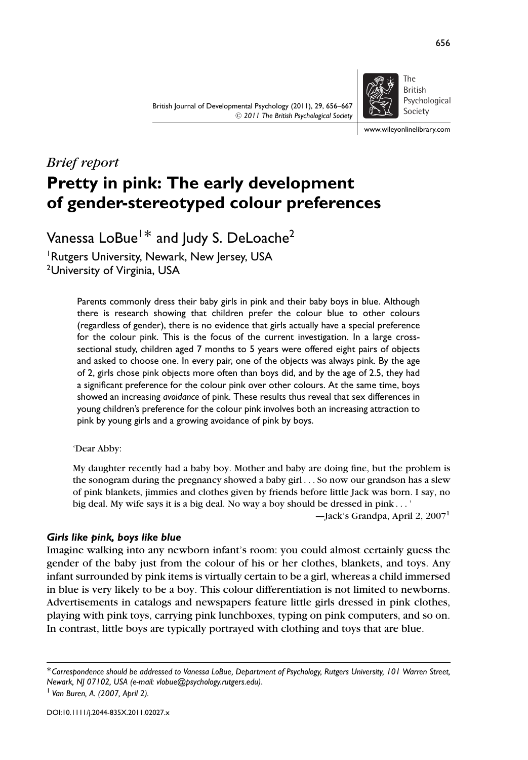*Brief report*

# Pretty in pink: The early development of gender-stereotyped colour preferences

Vanessa LoBue[1]* and Judy S. DeLoache[2]

[1]Rutgers University, Newark, New Jersey, USA
[2]University of Virginia, USA

Parents commonly dress their baby girls in pink and their baby boys in blue. Although there is research showing that children prefer the colour blue to other colours (regardless of gender), there is no evidence that girls actually have a special preference for the colour pink. This is the focus of the current investigation. In a large cross-sectional study, children aged 7 months to 5 years were offered eight pairs of objects and asked to choose one. In every pair, one of the objects was always pink. By the age of 2, girls chose pink objects more often than boys did, and by the age of 2.5, they had a significant preference for the colour pink over other colours. At the same time, boys showed an increasing *avoidance* of pink. These results thus reveal that sex differences in young children's preference for the colour pink involves both an increasing attraction to pink by young girls and a growing avoidance of pink by boys.

'Dear Abby:

My daughter recently had a baby boy. Mother and baby are doing fine, but the problem is the sonogram during the pregnancy showed a baby girl . . . So now our grandson has a slew of pink blankets, jimmies and clothes given by friends before little Jack was born. I say, no big deal. My wife says it is a big deal. No way a boy should be dressed in pink . . . '

—Jack's Grandpa, April 2, 2007[1]

### *Girls like pink, boys like blue*

Imagine walking into any newborn infant's room: you could almost certainly guess the gender of the baby just from the colour of his or her clothes, blankets, and toys. Any infant surrounded by pink items is virtually certain to be a girl, whereas a child immersed in blue is very likely to be a boy. This colour differentiation is not limited to newborns. Advertisements in catalogs and newspapers feature little girls dressed in pink clothes, playing with pink toys, carrying pink lunchboxes, typing on pink computers, and so on. In contrast, little boys are typically portrayed with clothing and toys that are blue.

---

**Correspondence should be addressed to Vanessa LoBue, Department of Psychology, Rutgers University, 101 Warren Street, Newark, NJ 07102, USA (e-mail: vlobue@psychology.rutgers.edu).*

[1] *Van Buren, A. (2007, April 2).*

DOI:10.1111/j.2044-835X.2011.02027.x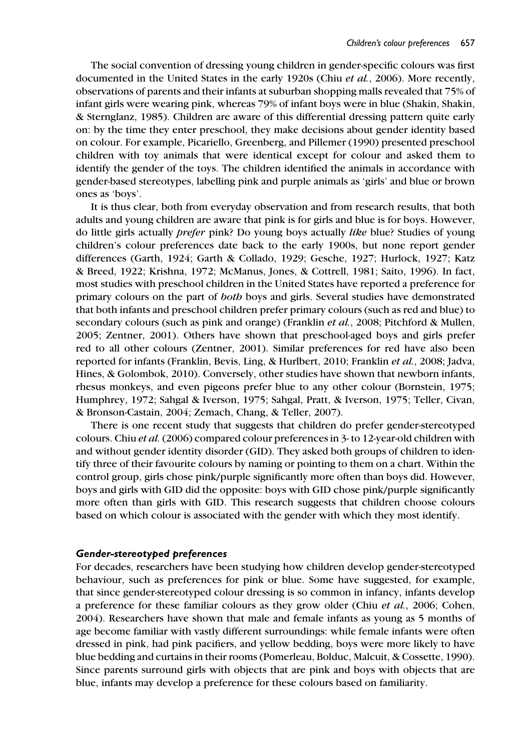The social convention of dressing young children in gender-specific colours was first documented in the United States in the early 1920s (Chiu *et al.*, 2006). More recently, observations of parents and their infants at suburban shopping malls revealed that 75% of infant girls were wearing pink, whereas 79% of infant boys were in blue (Shakin, Shakin, & Sternglanz, 1985). Children are aware of this differential dressing pattern quite early on: by the time they enter preschool, they make decisions about gender identity based on colour. For example, Picariello, Greenberg, and Pillemer (1990) presented preschool children with toy animals that were identical except for colour and asked them to identify the gender of the toys. The children identified the animals in accordance with gender-based stereotypes, labelling pink and purple animals as 'girls' and blue or brown ones as 'boys'.

It is thus clear, both from everyday observation and from research results, that both adults and young children are aware that pink is for girls and blue is for boys. However, do little girls actually *prefer* pink? Do young boys actually *like* blue? Studies of young children's colour preferences date back to the early 1900s, but none report gender differences (Garth, 1924; Garth & Collado, 1929; Gesche, 1927; Hurlock, 1927; Katz & Breed, 1922; Krishna, 1972; McManus, Jones, & Cottrell, 1981; Saito, 1996). In fact, most studies with preschool children in the United States have reported a preference for primary colours on the part of *both* boys and girls. Several studies have demonstrated that both infants and preschool children prefer primary colours (such as red and blue) to secondary colours (such as pink and orange) (Franklin *et al.*, 2008; Pitchford & Mullen, 2005; Zentner, 2001). Others have shown that preschool-aged boys and girls prefer red to all other colours (Zentner, 2001). Similar preferences for red have also been reported for infants (Franklin, Bevis, Ling, & Hurlbert, 2010; Franklin *et al.*, 2008; Jadva, Hines, & Golombok, 2010). Conversely, other studies have shown that newborn infants, rhesus monkeys, and even pigeons prefer blue to any other colour (Bornstein, 1975; Humphrey, 1972; Sahgal & Iverson, 1975; Sahgal, Pratt, & Iverson, 1975; Teller, Civan, & Bronson-Castain, 2004; Zemach, Chang, & Teller, 2007).

There is one recent study that suggests that children do prefer gender-stereotyped colours. Chiu *et al.* (2006) compared colour preferences in 3- to 12-year-old children with and without gender identity disorder (GID). They asked both groups of children to identify three of their favourite colours by naming or pointing to them on a chart. Within the control group, girls chose pink/purple significantly more often than boys did. However, boys and girls with GID did the opposite: boys with GID chose pink/purple significantly more often than girls with GID. This research suggests that children choose colours based on which colour is associated with the gender with which they most identify.

### *Gender-stereotyped preferences*

For decades, researchers have been studying how children develop gender-stereotyped behaviour, such as preferences for pink or blue. Some have suggested, for example, that since gender-stereotyped colour dressing is so common in infancy, infants develop a preference for these familiar colours as they grow older (Chiu *et al.*, 2006; Cohen, 2004). Researchers have shown that male and female infants as young as 5 months of age become familiar with vastly different surroundings: while female infants were often dressed in pink, had pink pacifiers, and yellow bedding, boys were more likely to have blue bedding and curtains in their rooms (Pomerleau, Bolduc, Malcuit, & Cossette, 1990). Since parents surround girls with objects that are pink and boys with objects that are blue, infants may develop a preference for these colours based on familiarity.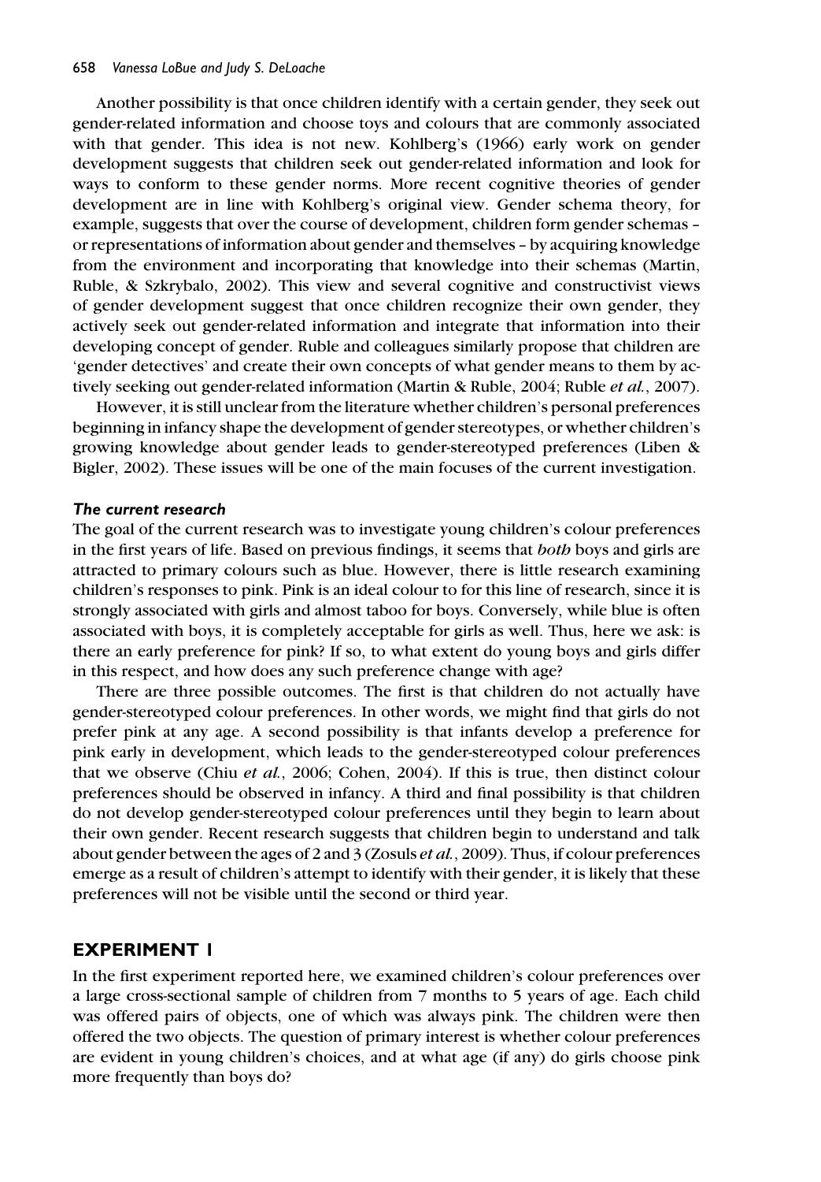Another possibility is that once children identify with a certain gender, they seek out gender-related information and choose toys and colours that are commonly associated with that gender. This idea is not new. Kohlberg's (1966) early work on gender development suggests that children seek out gender-related information and look for ways to conform to these gender norms. More recent cognitive theories of gender development are in line with Kohlberg's original view. Gender schema theory, for example, suggests that over the course of development, children form gender schemas – or representations of information about gender and themselves – by acquiring knowledge from the environment and incorporating that knowledge into their schemas (Martin, Ruble, & Szkrybalo, 2002). This view and several cognitive and constructivist views of gender development suggest that once children recognize their own gender, they actively seek out gender-related information and integrate that information into their developing concept of gender. Ruble and colleagues similarly propose that children are 'gender detectives' and create their own concepts of what gender means to them by actively seeking out gender-related information (Martin & Ruble, 2004; Ruble *et al.*, 2007).

However, it is still unclear from the literature whether children's personal preferences beginning in infancy shape the development of gender stereotypes, or whether children's growing knowledge about gender leads to gender-stereotyped preferences (Liben & Bigler, 2002). These issues will be one of the main focuses of the current investigation.

### *The current research*

The goal of the current research was to investigate young children's colour preferences in the first years of life. Based on previous findings, it seems that *both* boys and girls are attracted to primary colours such as blue. However, there is little research examining children's responses to pink. Pink is an ideal colour to for this line of research, since it is strongly associated with girls and almost taboo for boys. Conversely, while blue is often associated with boys, it is completely acceptable for girls as well. Thus, here we ask: is there an early preference for pink? If so, to what extent do young boys and girls differ in this respect, and how does any such preference change with age?

There are three possible outcomes. The first is that children do not actually have gender-stereotyped colour preferences. In other words, we might find that girls do not prefer pink at any age. A second possibility is that infants develop a preference for pink early in development, which leads to the gender-stereotyped colour preferences that we observe (Chiu *et al.*, 2006; Cohen, 2004). If this is true, then distinct colour preferences should be observed in infancy. A third and final possibility is that children do not develop gender-stereotyped colour preferences until they begin to learn about their own gender. Recent research suggests that children begin to understand and talk about gender between the ages of 2 and 3 (Zosuls *et al.*, 2009). Thus, if colour preferences emerge as a result of children's attempt to identify with their gender, it is likely that these preferences will not be visible until the second or third year.

## EXPERIMENT 1

In the first experiment reported here, we examined children's colour preferences over a large cross-sectional sample of children from 7 months to 5 years of age. Each child was offered pairs of objects, one of which was always pink. The children were then offered the two objects. The question of primary interest is whether colour preferences are evident in young children's choices, and at what age (if any) do girls choose pink more frequently than boys do?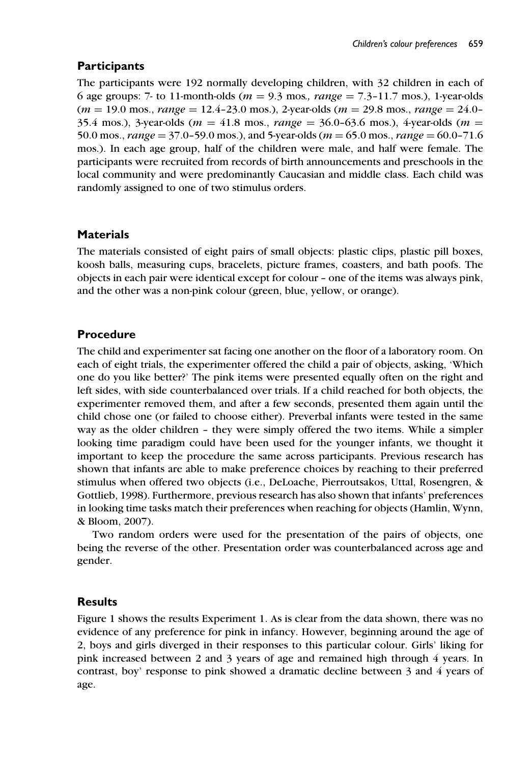## Participants

The participants were 192 normally developing children, with 32 children in each of 6 age groups: 7- to 11-month-olds (*m* = 9.3 mos., *range* = 7.3–11.7 mos.), 1-year-olds (*m* = 19.0 mos., *range* = 12.4–23.0 mos.), 2-year-olds (*m* = 29.8 mos., *range* = 24.0–35.4 mos.), 3-year-olds (*m* = 41.8 mos., *range* = 36.0–63.6 mos.), 4-year-olds (*m* = 50.0 mos., *range* = 37.0–59.0 mos.), and 5-year-olds (*m* = 65.0 mos., *range* = 60.0–71.6 mos.). In each age group, half of the children were male, and half were female. The participants were recruited from records of birth announcements and preschools in the local community and were predominantly Caucasian and middle class. Each child was randomly assigned to one of two stimulus orders.

## Materials

The materials consisted of eight pairs of small objects: plastic clips, plastic pill boxes, koosh balls, measuring cups, bracelets, picture frames, coasters, and bath poofs. The objects in each pair were identical except for colour – one of the items was always pink, and the other was a non-pink colour (green, blue, yellow, or orange).

## Procedure

The child and experimenter sat facing one another on the floor of a laboratory room. On each of eight trials, the experimenter offered the child a pair of objects, asking, 'Which one do you like better?' The pink items were presented equally often on the right and left sides, with side counterbalanced over trials. If a child reached for both objects, the experimenter removed them, and after a few seconds, presented them again until the child chose one (or failed to choose either). Preverbal infants were tested in the same way as the older children – they were simply offered the two items. While a simpler looking time paradigm could have been used for the younger infants, we thought it important to keep the procedure the same across participants. Previous research has shown that infants are able to make preference choices by reaching to their preferred stimulus when offered two objects (i.e., DeLoache, Pierroutsakos, Uttal, Rosengren, & Gottlieb, 1998). Furthermore, previous research has also shown that infants' preferences in looking time tasks match their preferences when reaching for objects (Hamlin, Wynn, & Bloom, 2007).

Two random orders were used for the presentation of the pairs of objects, one being the reverse of the other. Presentation order was counterbalanced across age and gender.

## Results

Figure 1 shows the results Experiment 1. As is clear from the data shown, there was no evidence of any preference for pink in infancy. However, beginning around the age of 2, boys and girls diverged in their responses to this particular colour. Girls' liking for pink increased between 2 and 3 years of age and remained high through 4 years. In contrast, boy' response to pink showed a dramatic decline between 3 and 4 years of age.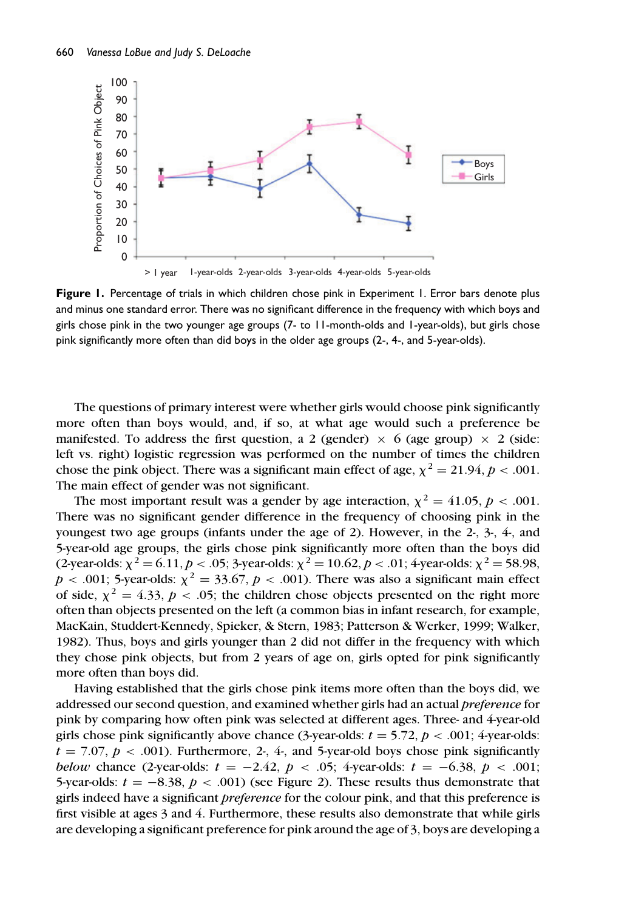**Figure 1.** Percentage of trials in which children chose pink in Experiment 1. Error bars denote plus and minus one standard error. There was no significant difference in the frequency with which boys and girls chose pink in the two younger age groups (7- to 11-month-olds and 1-year-olds), but girls chose pink significantly more often than did boys in the older age groups (2-, 4-, and 5-year-olds).

The questions of primary interest were whether girls would choose pink significantly more often than boys would, and, if so, at what age would such a preference be manifested. To address the first question, a 2 (gender) × 6 (age group) × 2 (side: left vs. right) logistic regression was performed on the number of times the children chose the pink object. There was a significant main effect of age, $\chi^2 = 21.94$, $p < .001$. The main effect of gender was not significant.

The most important result was a gender by age interaction, $\chi^2 = 41.05$, $p < .001$. There was no significant gender difference in the frequency of choosing pink in the youngest two age groups (infants under the age of 2). However, in the 2-, 3-, 4-, and 5-year-old age groups, the girls chose pink significantly more often than the boys did (2-year-olds: $\chi^2 = 6.11$, $p < .05$; 3-year-olds: $\chi^2 = 10.62$, $p < .01$; 4-year-olds: $\chi^2 = 58.98$, $p < .001$; 5-year-olds: $\chi^2 = 33.67$, $p < .001$). There was also a significant main effect of side, $\chi^2 = 4.33$, $p < .05$; the children chose objects presented on the right more often than objects presented on the left (a common bias in infant research, for example, MacKain, Studdert-Kennedy, Spieker, & Stern, 1983; Patterson & Werker, 1999; Walker, 1982). Thus, boys and girls younger than 2 did not differ in the frequency with which they chose pink objects, but from 2 years of age on, girls opted for pink significantly more often than boys did.

Having established that the girls chose pink items more often than the boys did, we addressed our second question, and examined whether girls had an actual *preference* for pink by comparing how often pink was selected at different ages. Three- and 4-year-old girls chose pink significantly above chance (3-year-olds: $t = 5.72$, $p < .001$; 4-year-olds: $t = 7.07$, $p < .001$). Furthermore, 2-, 4-, and 5-year-old boys chose pink significantly *below* chance (2-year-olds: $t = -2.42$, $p < .05$; 4-year-olds: $t = -6.38$, $p < .001$; 5-year-olds: $t = -8.38$, $p < .001$) (see Figure 2). These results thus demonstrate that girls indeed have a significant *preference* for the colour pink, and that this preference is first visible at ages 3 and 4. Furthermore, these results also demonstrate that while girls are developing a significant preference for pink around the age of 3, boys are developing a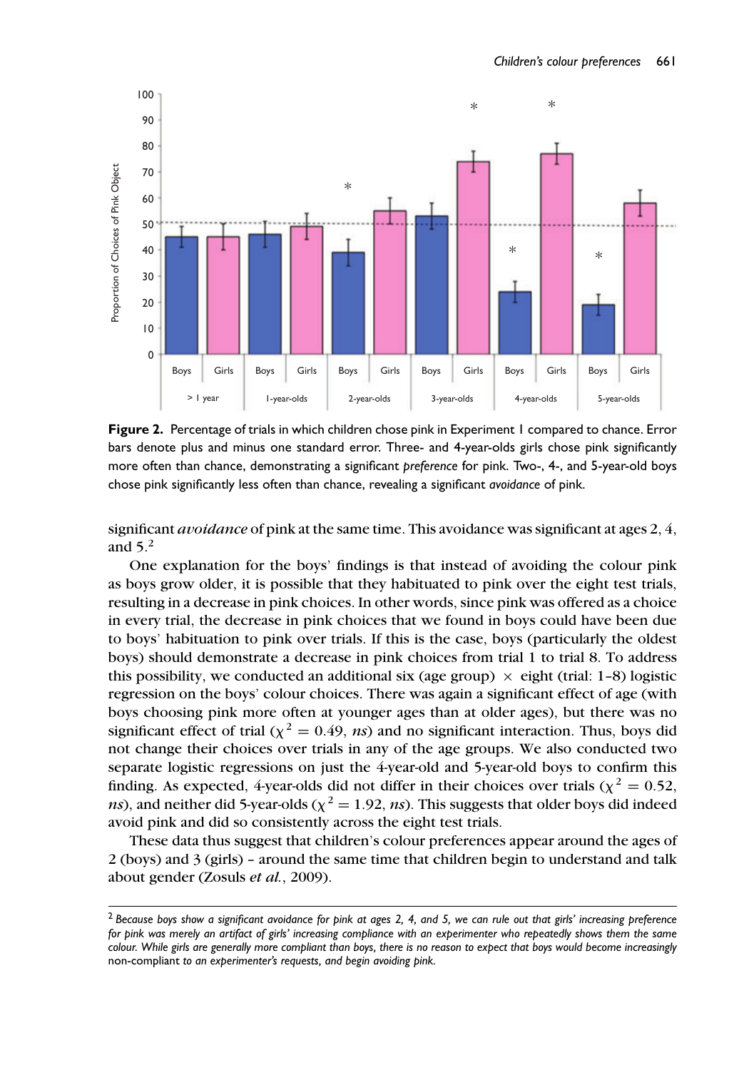**Figure 2.** Percentage of trials in which children chose pink in Experiment 1 compared to chance. Error bars denote plus and minus one standard error. Three- and 4-year-olds girls chose pink significantly more often than chance, demonstrating a significant *preference* for pink. Two-, 4-, and 5-year-old boys chose pink significantly less often than chance, revealing a significant *avoidance* of pink.

significant *avoidance* of pink at the same time. This avoidance was significant at ages 2, 4, and 5.[2]

One explanation for the boys' findings is that instead of avoiding the colour pink as boys grow older, it is possible that they habituated to pink over the eight test trials, resulting in a decrease in pink choices. In other words, since pink was offered as a choice in every trial, the decrease in pink choices that we found in boys could have been due to boys' habituation to pink over trials. If this is the case, boys (particularly the oldest boys) should demonstrate a decrease in pink choices from trial 1 to trial 8. To address this possibility, we conducted an additional six (age group) × eight (trial: 1–8) logistic regression on the boys' colour choices. There was again a significant effect of age (with boys choosing pink more often at younger ages than at older ages), but there was no significant effect of trial ($\chi^2 = 0.49$, *ns*) and no significant interaction. Thus, boys did not change their choices over trials in any of the age groups. We also conducted two separate logistic regressions on just the 4-year-old and 5-year-old boys to confirm this finding. As expected, 4-year-olds did not differ in their choices over trials ($\chi^2 = 0.52$, *ns*), and neither did 5-year-olds ($\chi^2 = 1.92$, *ns*). This suggests that older boys did indeed avoid pink and did so consistently across the eight test trials.

These data thus suggest that children's colour preferences appear around the ages of 2 (boys) and 3 (girls) – around the same time that children begin to understand and talk about gender (Zosuls *et al.*, 2009).

[2] *Because boys show a significant avoidance for pink at ages 2, 4, and 5, we can rule out that girls' increasing preference for pink was merely an artifact of girls' increasing compliance with an experimenter who repeatedly shows them the same colour. While girls are generally more compliant than boys, there is no reason to expect that boys would become increasingly* non-compliant *to an experimenter's requests, and begin avoiding pink.*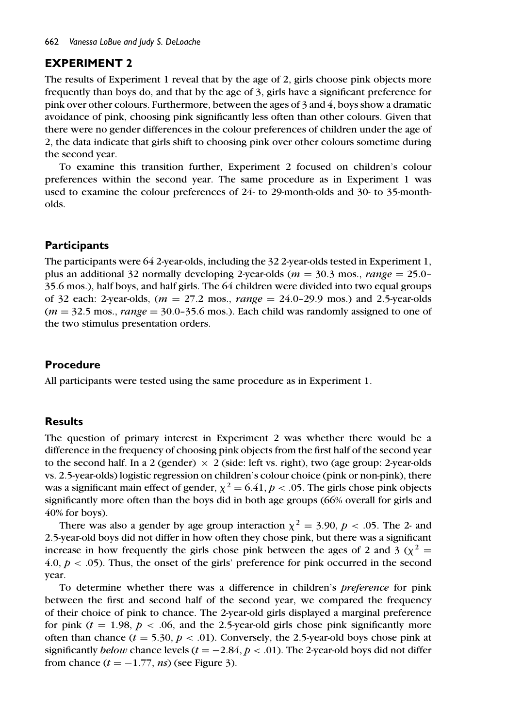## EXPERIMENT 2

The results of Experiment 1 reveal that by the age of 2, girls choose pink objects more frequently than boys do, and that by the age of 3, girls have a significant preference for pink over other colours. Furthermore, between the ages of 3 and 4, boys show a dramatic avoidance of pink, choosing pink significantly less often than other colours. Given that there were no gender differences in the colour preferences of children under the age of 2, the data indicate that girls shift to choosing pink over other colours sometime during the second year.

To examine this transition further, Experiment 2 focused on children's colour preferences within the second year. The same procedure as in Experiment 1 was used to examine the colour preferences of 24- to 29-month-olds and 30- to 35-month-olds.

### Participants

The participants were 64 2-year-olds, including the 32 2-year-olds tested in Experiment 1, plus an additional 32 normally developing 2-year-olds ($m = 30.3$ mos., *range* = 25.0–35.6 mos.), half boys, and half girls. The 64 children were divided into two equal groups of 32 each: 2-year-olds, ($m = 27.2$ mos., *range* = 24.0–29.9 mos.) and 2.5-year-olds ($m = 32.5$ mos., *range* = 30.0–35.6 mos.). Each child was randomly assigned to one of the two stimulus presentation orders.

### Procedure

All participants were tested using the same procedure as in Experiment 1.

### Results

The question of primary interest in Experiment 2 was whether there would be a difference in the frequency of choosing pink objects from the first half of the second year to the second half. In a 2 (gender) × 2 (side: left vs. right), two (age group: 2-year-olds vs. 2.5-year-olds) logistic regression on children's colour choice (pink or non-pink), there was a significant main effect of gender, $\chi^2 = 6.41$, $p < .05$. The girls chose pink objects significantly more often than the boys did in both age groups (66% overall for girls and 40% for boys).

There was also a gender by age group interaction $\chi^2 = 3.90$, $p < .05$. The 2- and 2.5-year-old boys did not differ in how often they chose pink, but there was a significant increase in how frequently the girls chose pink between the ages of 2 and 3 ($\chi^2 = 4.0$, $p < .05$). Thus, the onset of the girls' preference for pink occurred in the second year.

To determine whether there was a difference in children's *preference* for pink between the first and second half of the second year, we compared the frequency of their choice of pink to chance. The 2-year-old girls displayed a marginal preference for pink ($t = 1.98$, $p < .06$, and the 2.5-year-old girls chose pink significantly more often than chance ($t = 5.30$, $p < .01$). Conversely, the 2.5-year-old boys chose pink at significantly *below* chance levels ($t = -2.84$, $p < .01$). The 2-year-old boys did not differ from chance ($t = -1.77$, *ns*) (see Figure 3).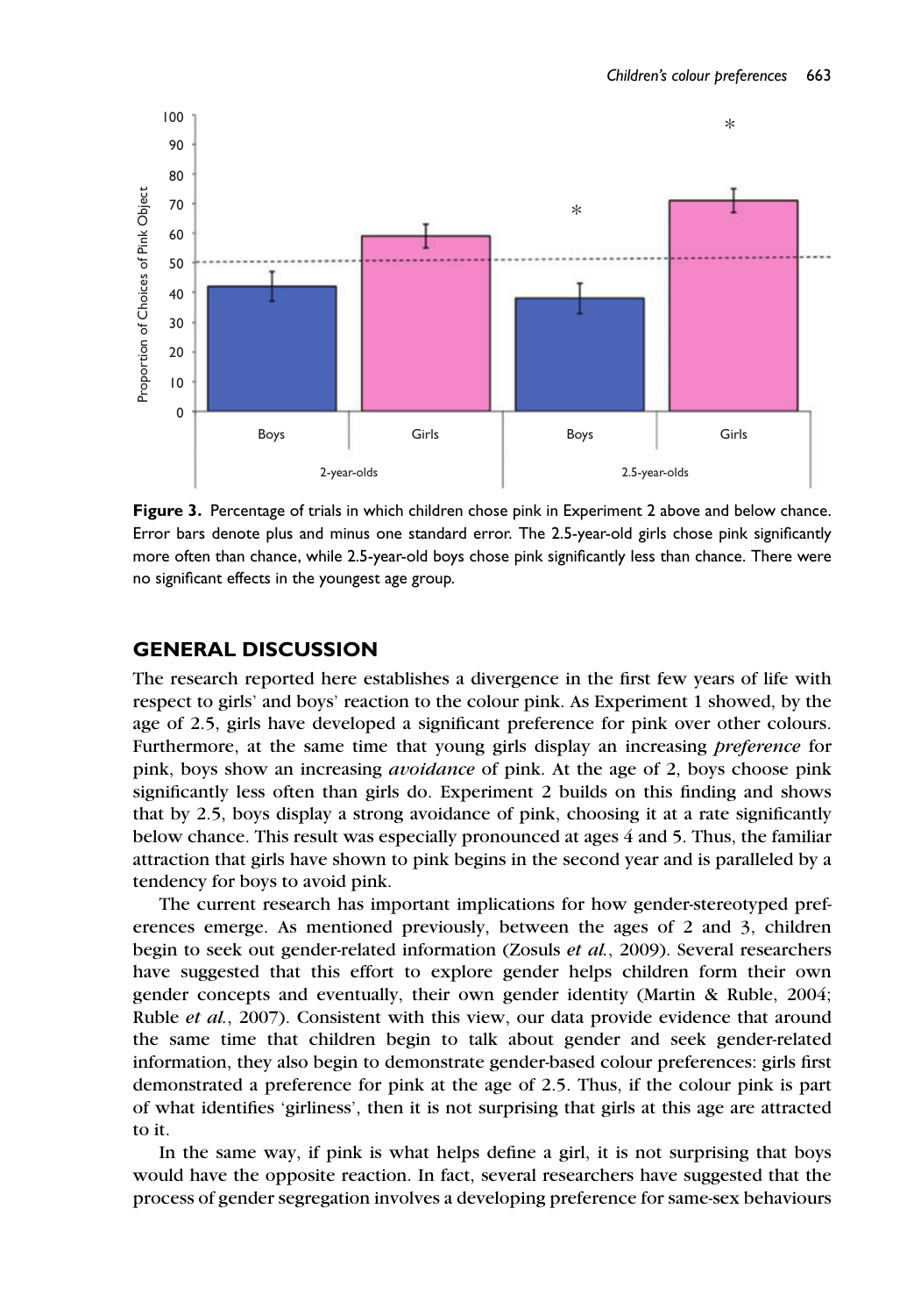**Figure 3.** Percentage of trials in which children chose pink in Experiment 2 above and below chance. Error bars denote plus and minus one standard error. The 2.5-year-old girls chose pink significantly more often than chance, while 2.5-year-old boys chose pink significantly less than chance. There were no significant effects in the youngest age group.

## GENERAL DISCUSSION

The research reported here establishes a divergence in the first few years of life with respect to girls' and boys' reaction to the colour pink. As Experiment 1 showed, by the age of 2.5, girls have developed a significant preference for pink over other colours. Furthermore, at the same time that young girls display an increasing *preference* for pink, boys show an increasing *avoidance* of pink. At the age of 2, boys choose pink significantly less often than girls do. Experiment 2 builds on this finding and shows that by 2.5, boys display a strong avoidance of pink, choosing it at a rate significantly below chance. This result was especially pronounced at ages 4 and 5. Thus, the familiar attraction that girls have shown to pink begins in the second year and is paralleled by a tendency for boys to avoid pink.

The current research has important implications for how gender-stereotyped preferences emerge. As mentioned previously, between the ages of 2 and 3, children begin to seek out gender-related information (Zosuls *et al.*, 2009). Several researchers have suggested that this effort to explore gender helps children form their own gender concepts and eventually, their own gender identity (Martin & Ruble, 2004; Ruble *et al.*, 2007). Consistent with this view, our data provide evidence that around the same time that children begin to talk about gender and seek gender-related information, they also begin to demonstrate gender-based colour preferences: girls first demonstrated a preference for pink at the age of 2.5. Thus, if the colour pink is part of what identifies 'girliness', then it is not surprising that girls at this age are attracted to it.

In the same way, if pink is what helps define a girl, it is not surprising that boys would have the opposite reaction. In fact, several researchers have suggested that the process of gender segregation involves a developing preference for same-sex behaviours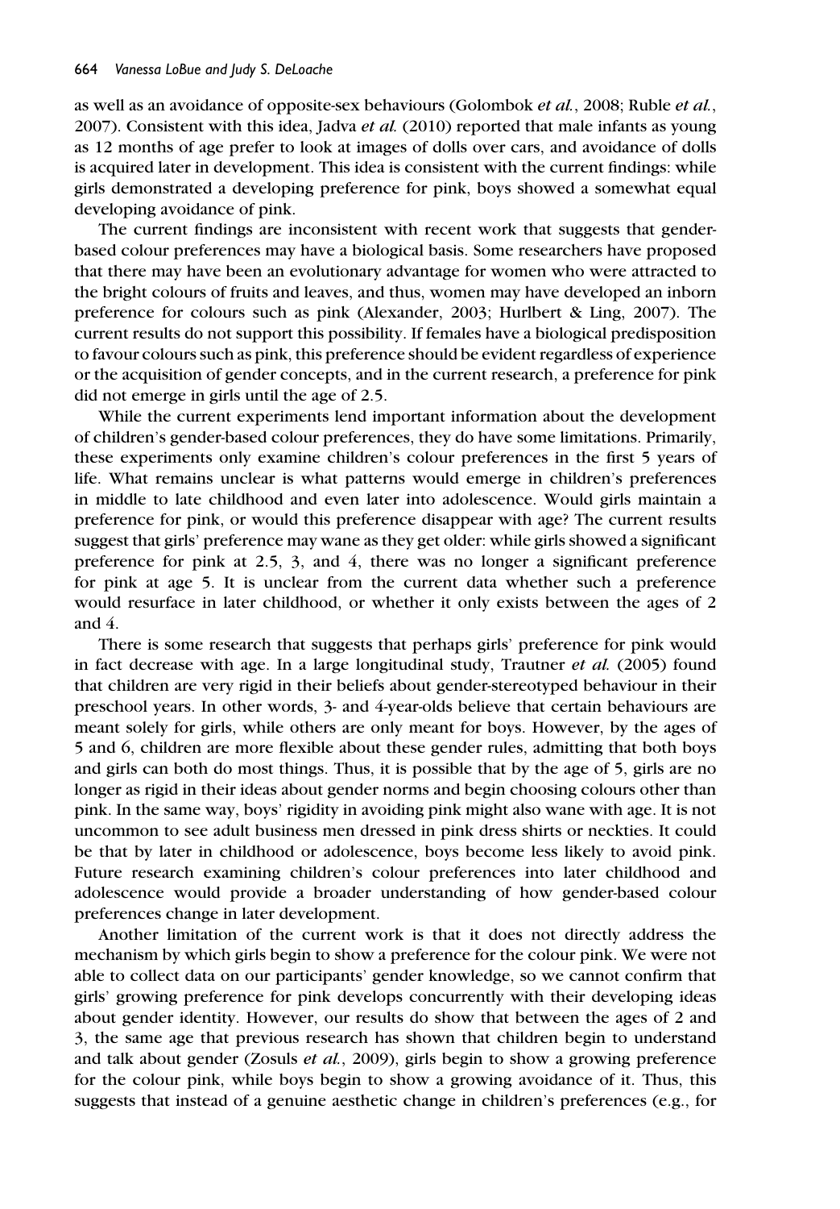as well as an avoidance of opposite-sex behaviours (Golombok *et al.*, 2008; Ruble *et al.*, 2007). Consistent with this idea, Jadva *et al.* (2010) reported that male infants as young as 12 months of age prefer to look at images of dolls over cars, and avoidance of dolls is acquired later in development. This idea is consistent with the current findings: while girls demonstrated a developing preference for pink, boys showed a somewhat equal developing avoidance of pink.

The current findings are inconsistent with recent work that suggests that gender-based colour preferences may have a biological basis. Some researchers have proposed that there may have been an evolutionary advantage for women who were attracted to the bright colours of fruits and leaves, and thus, women may have developed an inborn preference for colours such as pink (Alexander, 2003; Hurlbert & Ling, 2007). The current results do not support this possibility. If females have a biological predisposition to favour colours such as pink, this preference should be evident regardless of experience or the acquisition of gender concepts, and in the current research, a preference for pink did not emerge in girls until the age of 2.5.

While the current experiments lend important information about the development of children's gender-based colour preferences, they do have some limitations. Primarily, these experiments only examine children's colour preferences in the first 5 years of life. What remains unclear is what patterns would emerge in children's preferences in middle to late childhood and even later into adolescence. Would girls maintain a preference for pink, or would this preference disappear with age? The current results suggest that girls' preference may wane as they get older: while girls showed a significant preference for pink at 2.5, 3, and 4, there was no longer a significant preference for pink at age 5. It is unclear from the current data whether such a preference would resurface in later childhood, or whether it only exists between the ages of 2 and 4.

There is some research that suggests that perhaps girls' preference for pink would in fact decrease with age. In a large longitudinal study, Trautner *et al.* (2005) found that children are very rigid in their beliefs about gender-stereotyped behaviour in their preschool years. In other words, 3- and 4-year-olds believe that certain behaviours are meant solely for girls, while others are only meant for boys. However, by the ages of 5 and 6, children are more flexible about these gender rules, admitting that both boys and girls can both do most things. Thus, it is possible that by the age of 5, girls are no longer as rigid in their ideas about gender norms and begin choosing colours other than pink. In the same way, boys' rigidity in avoiding pink might also wane with age. It is not uncommon to see adult business men dressed in pink dress shirts or neckties. It could be that by later in childhood or adolescence, boys become less likely to avoid pink. Future research examining children's colour preferences into later childhood and adolescence would provide a broader understanding of how gender-based colour preferences change in later development.

Another limitation of the current work is that it does not directly address the mechanism by which girls begin to show a preference for the colour pink. We were not able to collect data on our participants' gender knowledge, so we cannot confirm that girls' growing preference for pink develops concurrently with their developing ideas about gender identity. However, our results do show that between the ages of 2 and 3, the same age that previous research has shown that children begin to understand and talk about gender (Zosuls *et al.*, 2009), girls begin to show a growing preference for the colour pink, while boys begin to show a growing avoidance of it. Thus, this suggests that instead of a genuine aesthetic change in children's preferences (e.g., for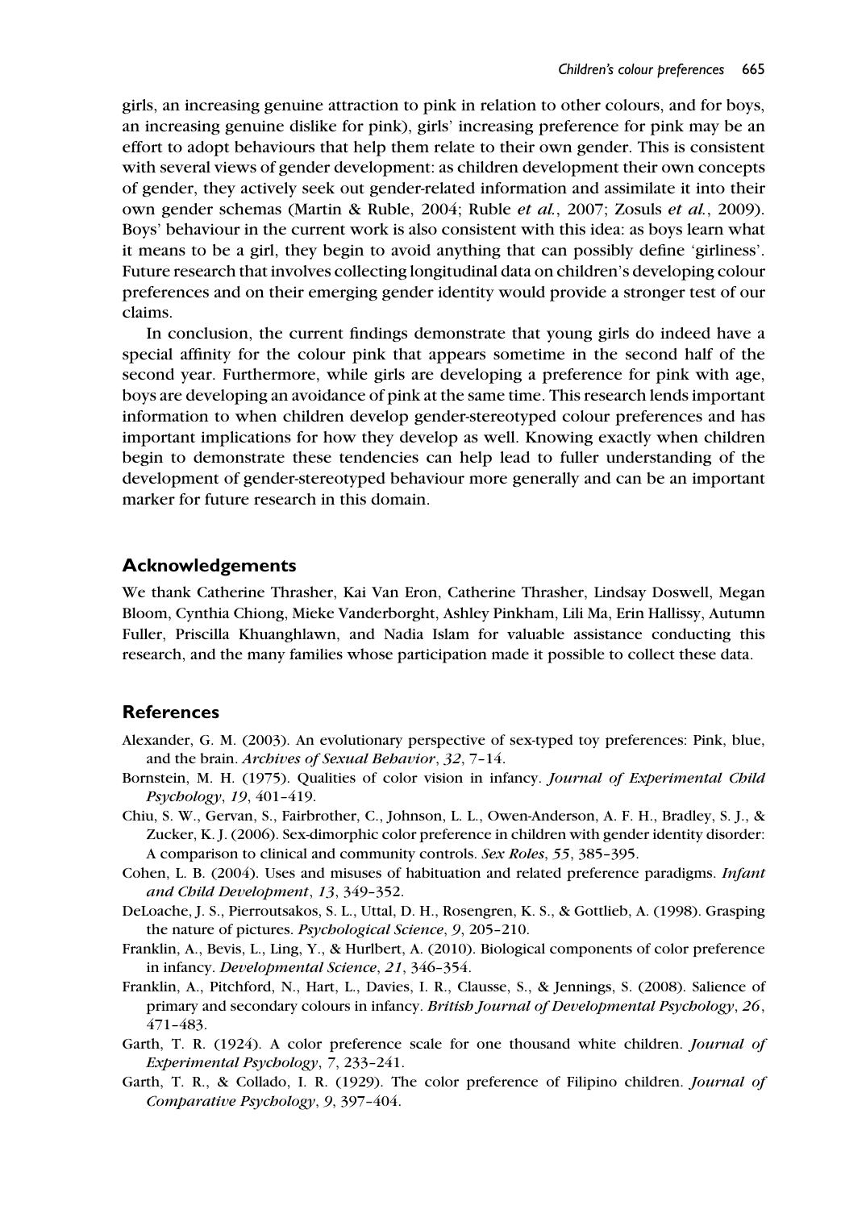girls, an increasing genuine attraction to pink in relation to other colours, and for boys, an increasing genuine dislike for pink), girls' increasing preference for pink may be an effort to adopt behaviours that help them relate to their own gender. This is consistent with several views of gender development: as children development their own concepts of gender, they actively seek out gender-related information and assimilate it into their own gender schemas (Martin & Ruble, 2004; Ruble *et al.*, 2007; Zosuls *et al.*, 2009). Boys' behaviour in the current work is also consistent with this idea: as boys learn what it means to be a girl, they begin to avoid anything that can possibly define 'girliness'. Future research that involves collecting longitudinal data on children's developing colour preferences and on their emerging gender identity would provide a stronger test of our claims.

In conclusion, the current findings demonstrate that young girls do indeed have a special affinity for the colour pink that appears sometime in the second half of the second year. Furthermore, while girls are developing a preference for pink with age, boys are developing an avoidance of pink at the same time. This research lends important information to when children develop gender-stereotyped colour preferences and has important implications for how they develop as well. Knowing exactly when children begin to demonstrate these tendencies can help lead to fuller understanding of the development of gender-stereotyped behaviour more generally and can be an important marker for future research in this domain.

## Acknowledgements

We thank Catherine Thrasher, Kai Van Eron, Catherine Thrasher, Lindsay Doswell, Megan Bloom, Cynthia Chiong, Mieke Vanderborght, Ashley Pinkham, Lili Ma, Erin Hallissy, Autumn Fuller, Priscilla Khuanghlawn, and Nadia Islam for valuable assistance conducting this research, and the many families whose participation made it possible to collect these data.

## References

Alexander, G. M. (2003). An evolutionary perspective of sex-typed toy preferences: Pink, blue, and the brain. *Archives of Sexual Behavior*, *32*, 7–14.

Bornstein, M. H. (1975). Qualities of color vision in infancy. *Journal of Experimental Child Psychology*, *19*, 401–419.

Chiu, S. W., Gervan, S., Fairbrother, C., Johnson, L. L., Owen-Anderson, A. F. H., Bradley, S. J., & Zucker, K. J. (2006). Sex-dimorphic color preference in children with gender identity disorder: A comparison to clinical and community controls. *Sex Roles*, *55*, 385–395.

Cohen, L. B. (2004). Uses and misuses of habituation and related preference paradigms. *Infant and Child Development*, *13*, 349–352.

DeLoache, J. S., Pierroutsakos, S. L., Uttal, D. H., Rosengren, K. S., & Gottlieb, A. (1998). Grasping the nature of pictures. *Psychological Science*, *9*, 205–210.

Franklin, A., Bevis, L., Ling, Y., & Hurlbert, A. (2010). Biological components of color preference in infancy. *Developmental Science*, *21*, 346–354.

Franklin, A., Pitchford, N., Hart, L., Davies, I. R., Clausse, S., & Jennings, S. (2008). Salience of primary and secondary colours in infancy. *British Journal of Developmental Psychology*, *26*, 471–483.

Garth, T. R. (1924). A color preference scale for one thousand white children. *Journal of Experimental Psychology*, *7*, 233–241.

Garth, T. R., & Collado, I. R. (1929). The color preference of Filipino children. *Journal of Comparative Psychology*, *9*, 397–404.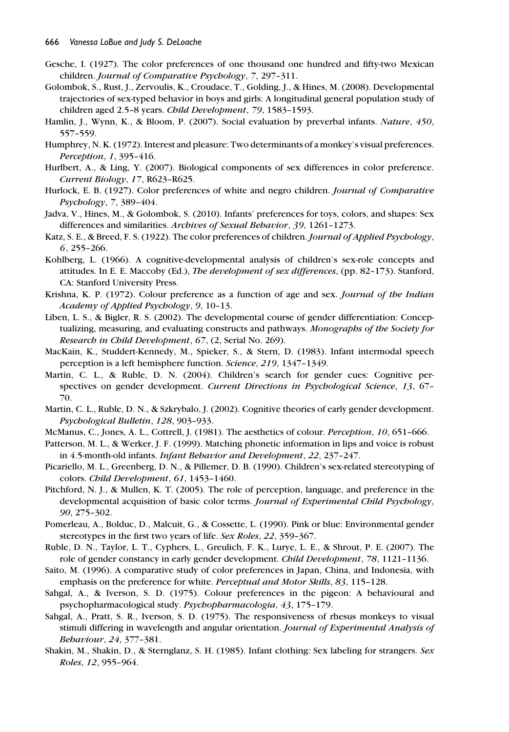Gesche, I. (1927). The color preferences of one thousand one hundred and fifty-two Mexican children. *Journal of Comparative Psychology*, *7*, 297–311.

Golombok, S., Rust, J., Zervoulis, K., Croudace, T., Golding, J., & Hines, M. (2008). Developmental trajectories of sex-typed behavior in boys and girls: A longitudinal general population study of children aged 2.5–8 years. *Child Development*, *79*, 1583–1593.

Hamlin, J., Wynn, K., & Bloom, P. (2007). Social evaluation by preverbal infants. *Nature*, *450*, 557–559.

Humphrey, N. K. (1972). Interest and pleasure: Two determinants of a monkey's visual preferences. *Perception*, *1*, 395–416.

Hurlbert, A., & Ling, Y. (2007). Biological components of sex differences in color preference. *Current Biology*, *17*, R623–R625.

Hurlock, E. B. (1927). Color preferences of white and negro children. *Journal of Comparative Psychology*, *7*, 389–404.

Jadva, V., Hines, M., & Golombok, S. (2010). Infants' preferences for toys, colors, and shapes: Sex differences and similarities. *Archives of Sexual Behavior*, *39*, 1261–1273.

Katz, S. E., & Breed, F. S. (1922). The color preferences of children. *Journal of Applied Psychology*, *6*, 255–266.

Kohlberg, L. (1966). A cognitive-developmental analysis of children's sex-role concepts and attitudes. In E. E. Maccoby (Ed.), *The development of sex differences*, (pp. 82–173). Stanford, CA: Stanford University Press.

Krishna, K. P. (1972). Colour preference as a function of age and sex. *Journal of the Indian Academy of Applied Psychology*, *9*, 10–13.

Liben, L. S., & Bigler, R. S. (2002). The developmental course of gender differentiation: Conceptualizing, measuring, and evaluating constructs and pathways. *Monographs of the Society for Research in Child Development*, *67*, (2, Serial No. 269).

MacKain, K., Studdert-Kennedy, M., Spieker, S., & Stern, D. (1983). Infant intermodal speech perception is a left hemisphere function. *Science*, *219*, 1347–1349.

Martin, C. L., & Ruble, D. N. (2004). Children's search for gender cues: Cognitive perspectives on gender development. *Current Directions in Psychological Science*, *13*, 67–70.

Martin, C. L., Ruble, D. N., & Szkrybalo, J. (2002). Cognitive theories of early gender development. *Psychological Bulletin*, *128*, 903–933.

McManus, C., Jones, A. L., Cottrell, J. (1981). The aesthetics of colour. *Perception*, *10*, 651–666.

Patterson, M. L., & Werker, J. F. (1999). Matching phonetic information in lips and voice is robust in 4.5-month-old infants. *Infant Behavior and Development*, *22*, 237–247.

Picariello, M. L., Greenberg, D. N., & Pillemer, D. B. (1990). Children's sex-related stereotyping of colors. *Child Development*, *61*, 1453–1460.

Pitchford, N. J., & Mullen, K. T. (2005). The role of perception, language, and preference in the developmental acquisition of basic color terms. *Journal of Experimental Child Psychology*, *90*, 275–302.

Pomerleau, A., Bolduc, D., Malcuit, G., & Cossette, L. (1990). Pink or blue: Environmental gender stereotypes in the first two years of life. *Sex Roles*, *22*, 359–367.

Ruble, D. N., Taylor, L. T., Cyphers, L., Greulich, F. K., Lurye, L. E., & Shrout, P. E. (2007). The role of gender constancy in early gender development. *Child Development*, *78*, 1121–1136.

Saito, M. (1996). A comparative study of color preferences in Japan, China, and Indonesia, with emphasis on the preference for white. *Perceptual and Motor Skills*, *83*, 115–128.

Sahgal, A., & Iverson, S. D. (1975). Colour preferences in the pigeon: A behavioural and psychopharmacological study. *Psychopharmacologia*, *43*, 175–179.

Sahgal, A., Pratt, S. R., Iverson, S. D. (1975). The responsiveness of rhesus monkeys to visual stimuli differing in wavelength and angular orientation. *Journal of Experimental Analysis of Behaviour*, *24*, 377–381.

Shakin, M., Shakin, D., & Sternglanz, S. H. (1985). Infant clothing: Sex labeling for strangers. *Sex Roles*, *12*, 955–964.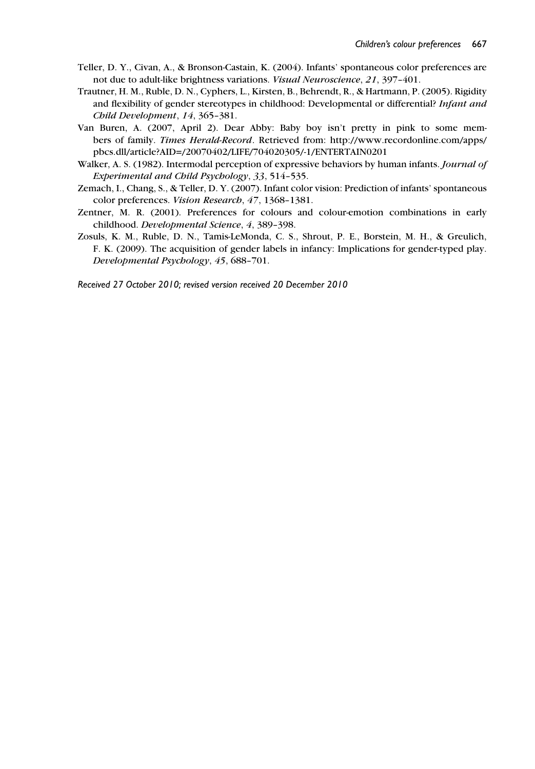Teller, D. Y., Civan, A., & Bronson-Castain, K. (2004). Infants' spontaneous color preferences are not due to adult-like brightness variations. *Visual Neuroscience*, *21*, 397–401.

Trautner, H. M., Ruble, D. N., Cyphers, L., Kirsten, B., Behrendt, R., & Hartmann, P. (2005). Rigidity and flexibility of gender stereotypes in childhood: Developmental or differential? *Infant and Child Development*, *14*, 365–381.

Van Buren, A. (2007, April 2). Dear Abby: Baby boy isn't pretty in pink to some members of family. *Times Herald-Record*. Retrieved from: http://www.recordonline.com/apps/pbcs.dll/article?AID=/20070402/LIFE/704020305/-1/ENTERTAIN0201

Walker, A. S. (1982). Intermodal perception of expressive behaviors by human infants. *Journal of Experimental and Child Psychology*, *33*, 514–535.

Zemach, I., Chang, S., & Teller, D. Y. (2007). Infant color vision: Prediction of infants' spontaneous color preferences. *Vision Research*, *47*, 1368–1381.

Zentner, M. R. (2001). Preferences for colours and colour-emotion combinations in early childhood. *Developmental Science*, *4*, 389–398.

Zosuls, K. M., Ruble, D. N., Tamis-LeMonda, C. S., Shrout, P. E., Borstein, M. H., & Greulich, F. K. (2009). The acquisition of gender labels in infancy: Implications for gender-typed play. *Developmental Psychology*, *45*, 688–701.

*Received 27 October 2010; revised version received 20 December 2010*